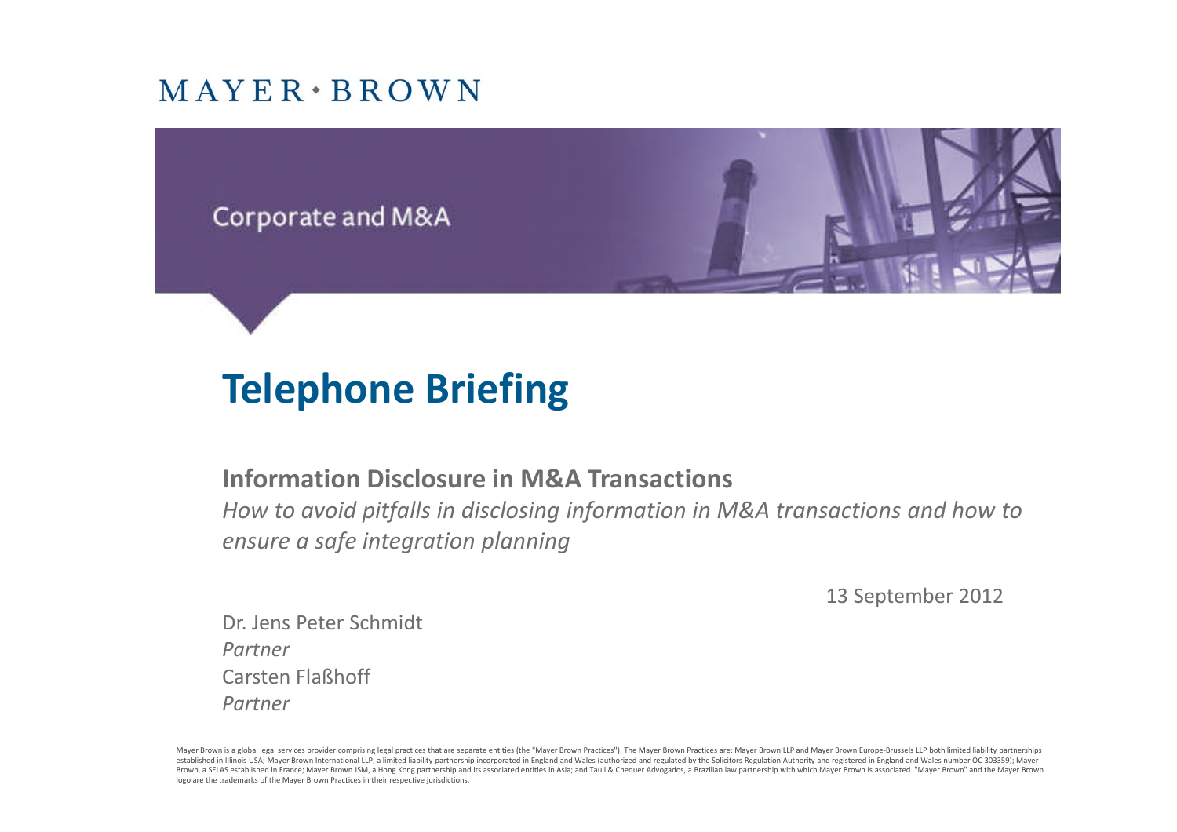MAYER • BROWN

Corporate and M&A

# Telephone Briefing

## Information Disclosure in M&A Transactions

*How to avoid pitfalls in disclosing information in M&A transactions and how to ensure a safe integration planning*

13 September 2012

Dr. Jens Peter Schmidt
*Partner*
Carsten Flaßhoff
*Partner*

Mayer Brown is a global legal services provider comprising legal practices that are separate entities (the "Mayer Brown Practices"). The Mayer Brown Practices are: Mayer Brown LLP and Mayer Brown Europe-Brussels LLP both limited liability partnerships established in Illinois USA; Mayer Brown International LLP, a limited liability partnership incorporated in England and Wales (authorized and regulated by the Solicitors Regulation Authority and registered in England and Wales number OC 303359); Mayer Brown, a SELAS established in France; Mayer Brown JSM, a Hong Kong partnership and its associated entities in Asia; and Tauil & Chequer Advogados, a Brazilian law partnership with which Mayer Brown is associated. "Mayer Brown" and the Mayer Brown logo are the trademarks of the Mayer Brown Practices in their respective jurisdictions.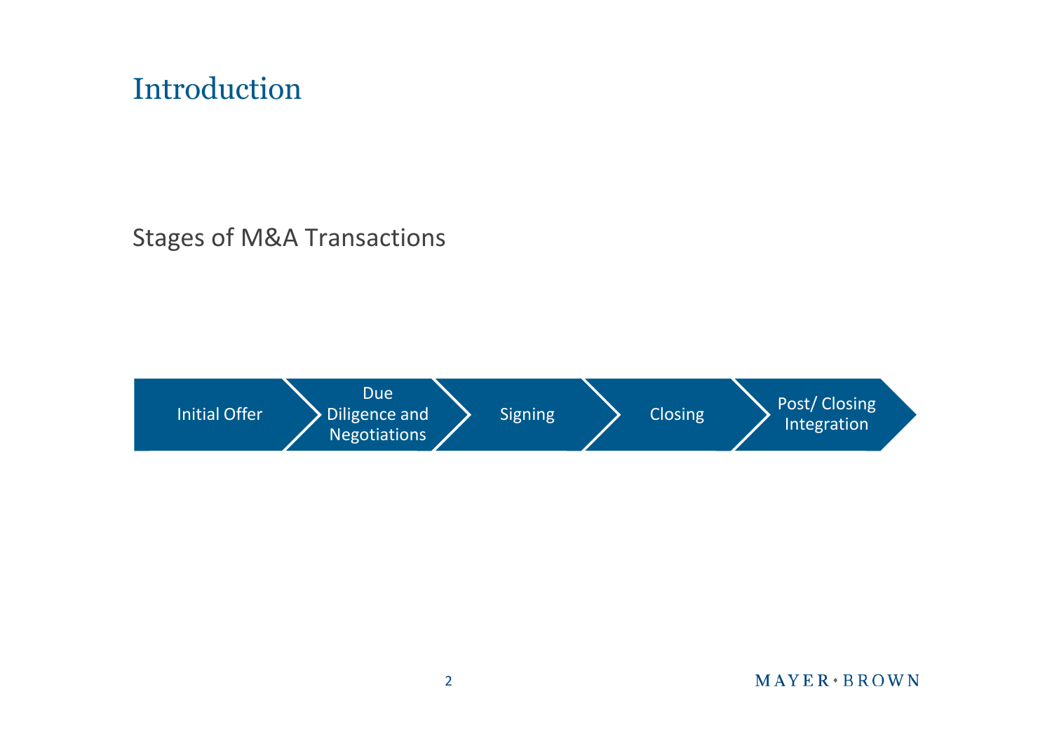# Introduction

## Stages of M&A Transactions

Initial Offer → Due Diligence and Negotiations → Signing → Closing → Post/ Closing Integration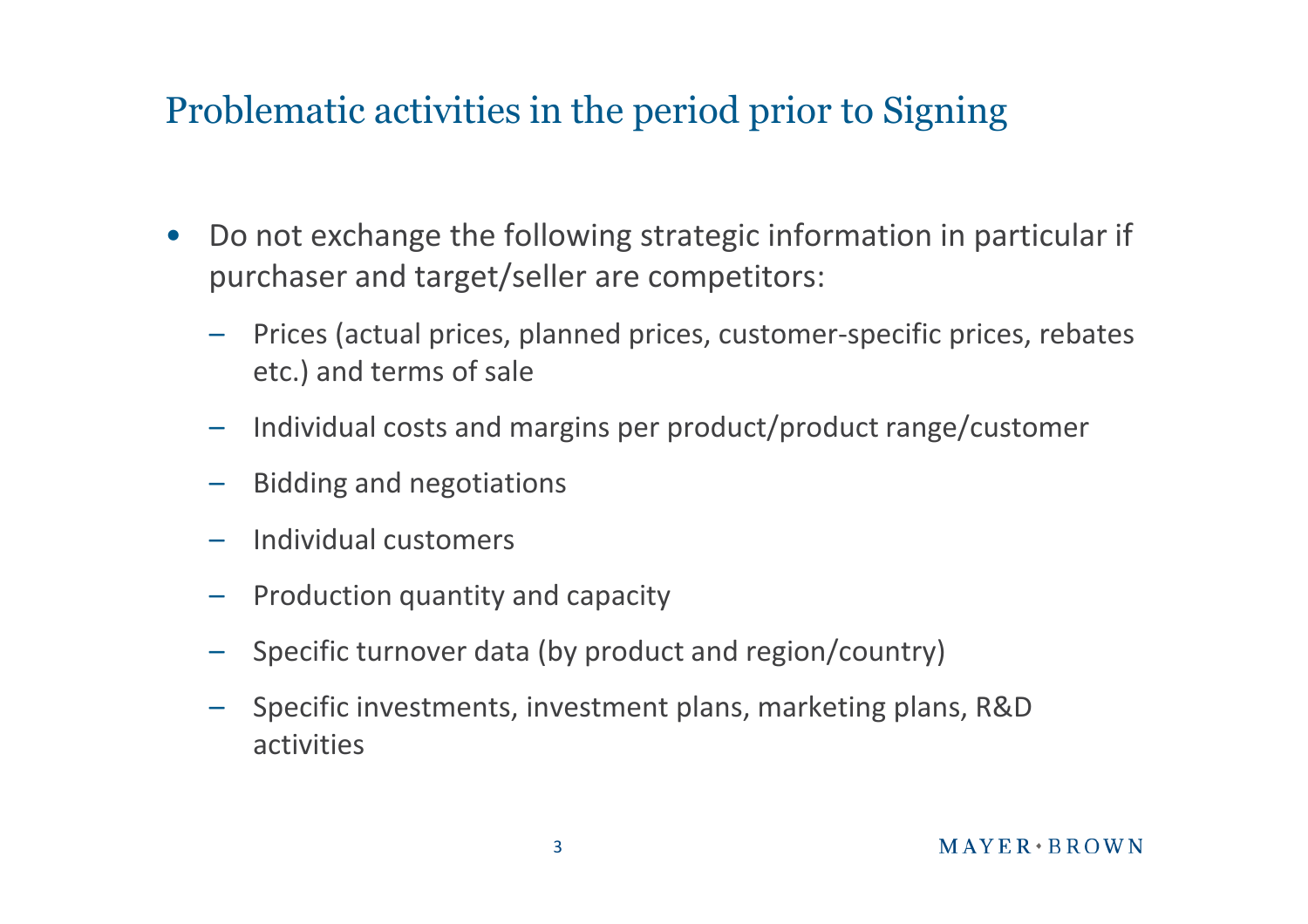# Problematic activities in the period prior to Signing

- Do not exchange the following strategic information in particular if purchaser and target/seller are competitors:
  - Prices (actual prices, planned prices, customer-specific prices, rebates etc.) and terms of sale
  - Individual costs and margins per product/product range/customer
  - Bidding and negotiations
  - Individual customers
  - Production quantity and capacity
  - Specific turnover data (by product and region/country)
  - Specific investments, investment plans, marketing plans, R&D activities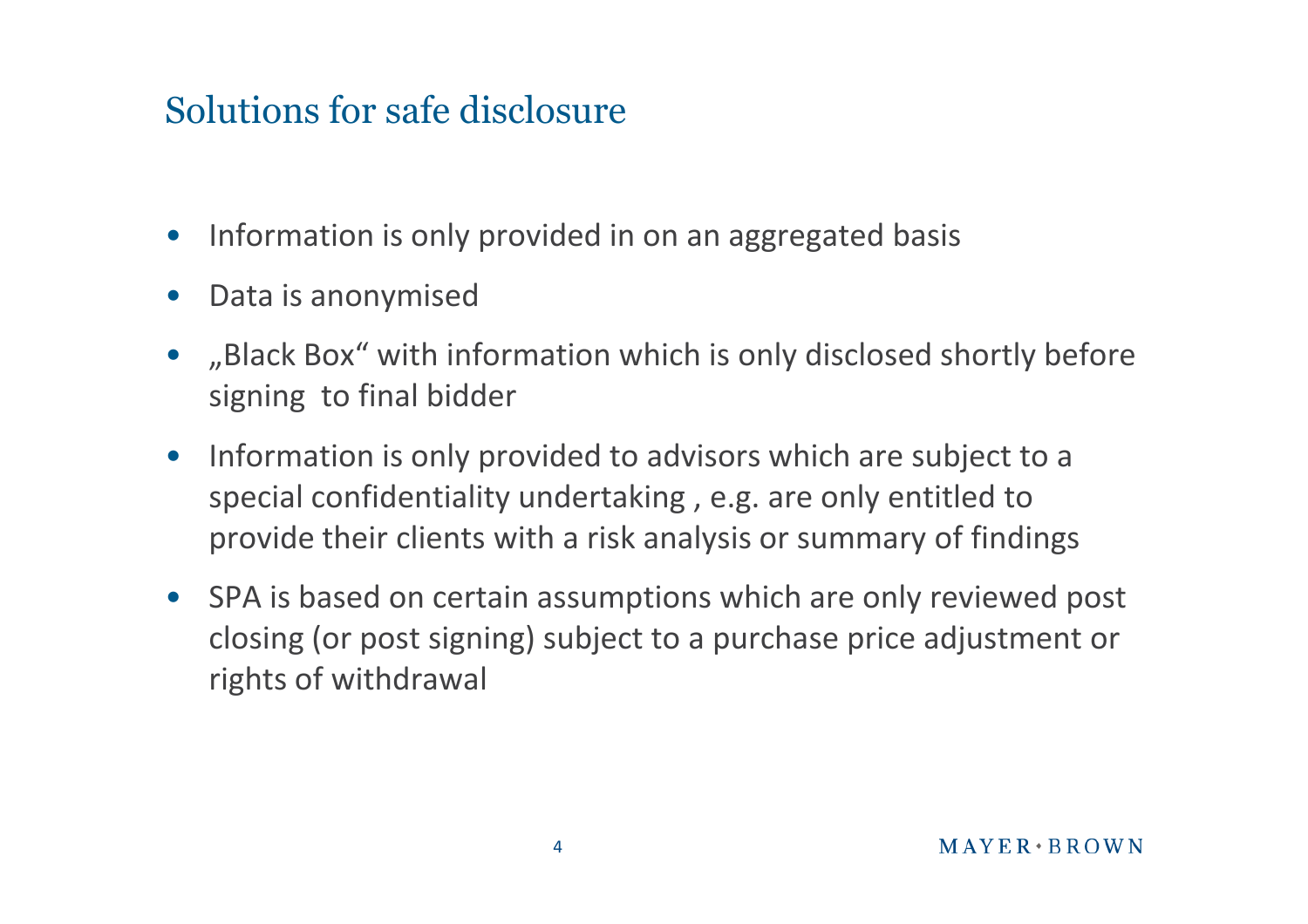# Solutions for safe disclosure

- Information is only provided in on an aggregated basis
- Data is anonymised
- „Black Box“ with information which is only disclosed shortly before signing  to final bidder
- Information is only provided to advisors which are subject to a special confidentiality undertaking , e.g. are only entitled to provide their clients with a risk analysis or summary of findings
- SPA is based on certain assumptions which are only reviewed post closing (or post signing) subject to a purchase price adjustment or rights of withdrawal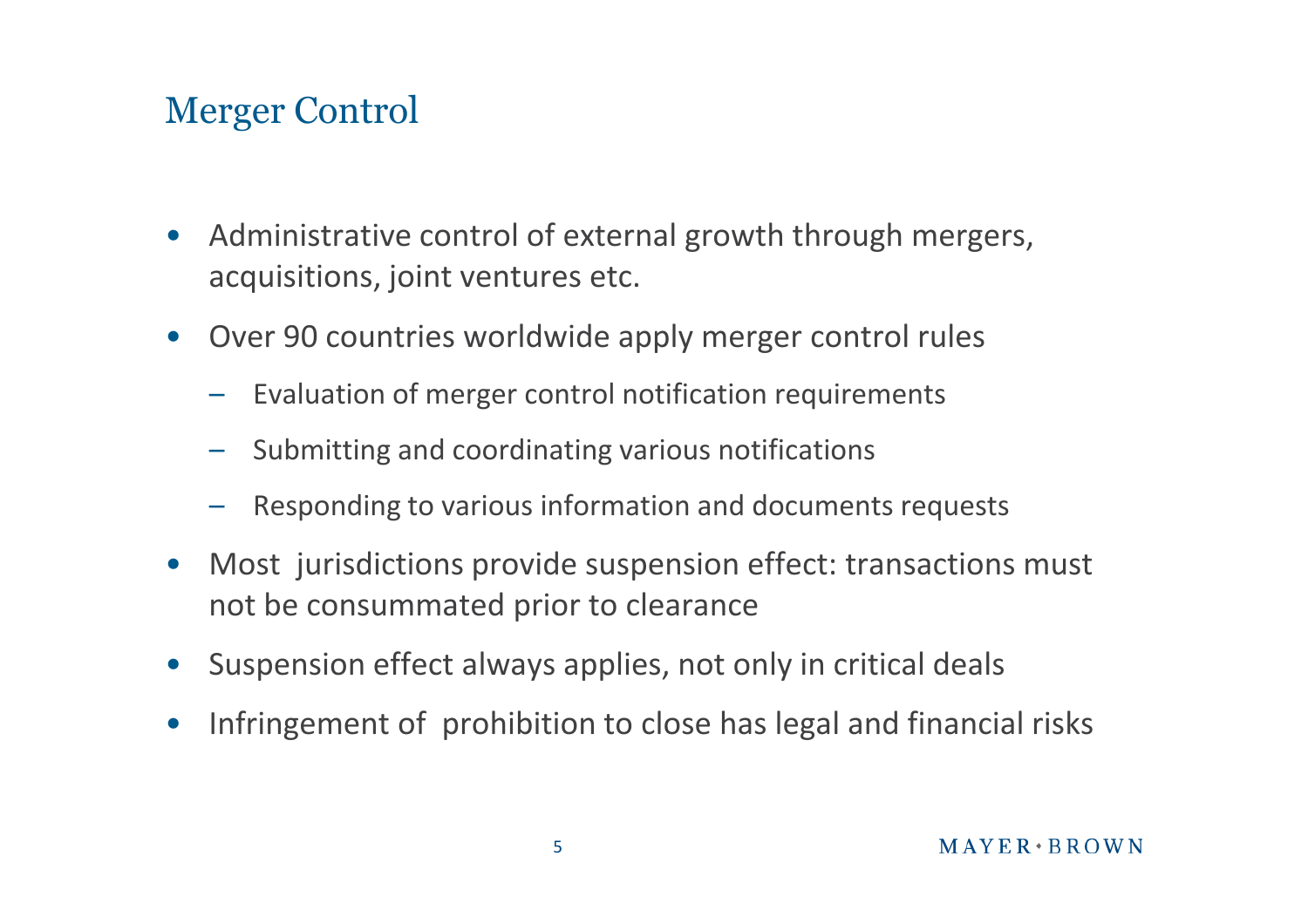# Merger Control

- Administrative control of external growth through mergers, acquisitions, joint ventures etc.
- Over 90 countries worldwide apply merger control rules
  - Evaluation of merger control notification requirements
  - Submitting and coordinating various notifications
  - Responding to various information and documents requests
- Most jurisdictions provide suspension effect: transactions must not be consummated prior to clearance
- Suspension effect always applies, not only in critical deals
- Infringement of prohibition to close has legal and financial risks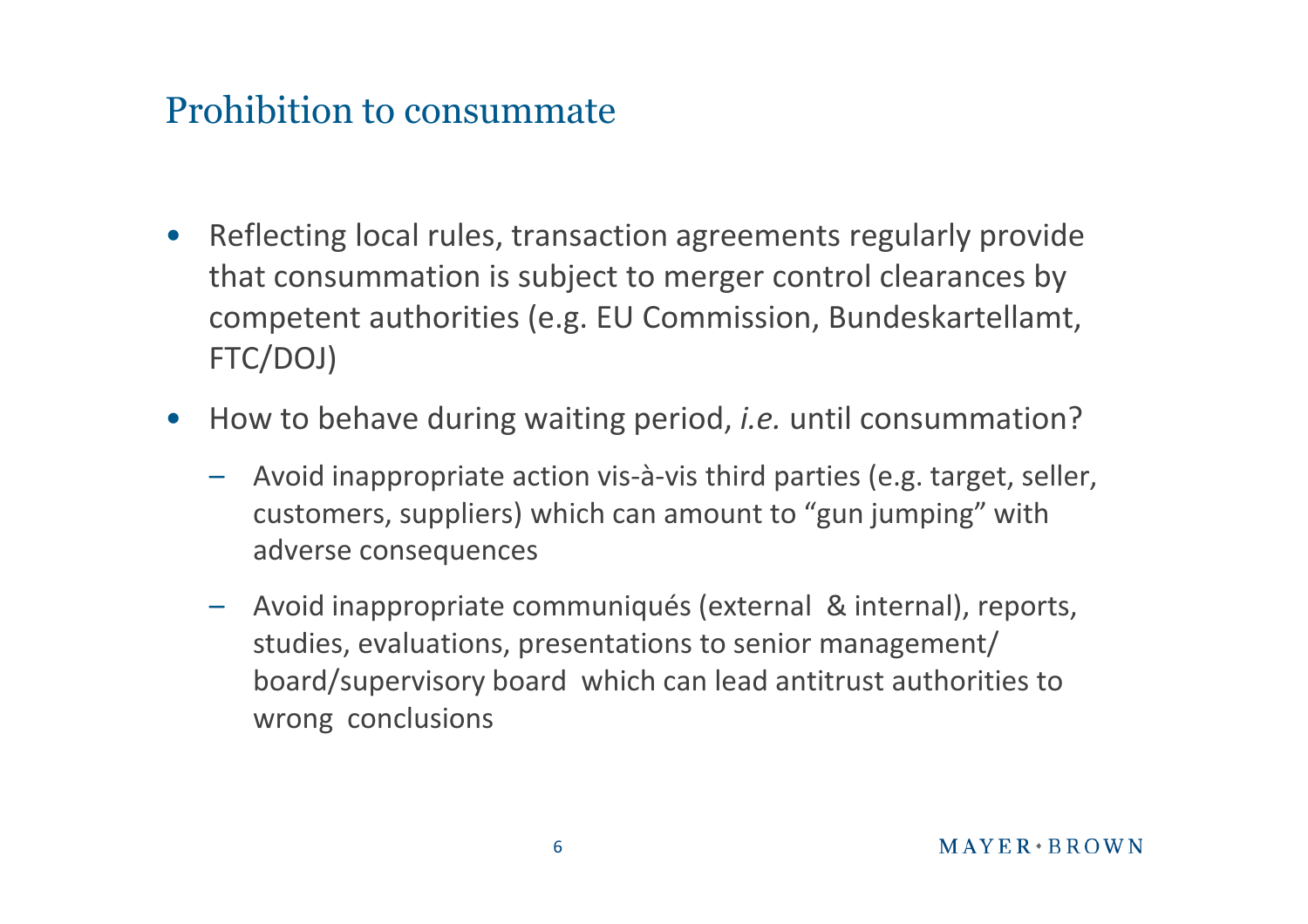# Prohibition to consummate

- Reflecting local rules, transaction agreements regularly provide that consummation is subject to merger control clearances by competent authorities (e.g. EU Commission, Bundeskartellamt, FTC/DOJ)
- How to behave during waiting period, *i.e.* until consummation?
  - Avoid inappropriate action vis-à-vis third parties (e.g. target, seller, customers, suppliers) which can amount to "gun jumping" with adverse consequences
  - Avoid inappropriate communiqués (external & internal), reports, studies, evaluations, presentations to senior management/ board/supervisory board which can lead antitrust authorities to wrong conclusions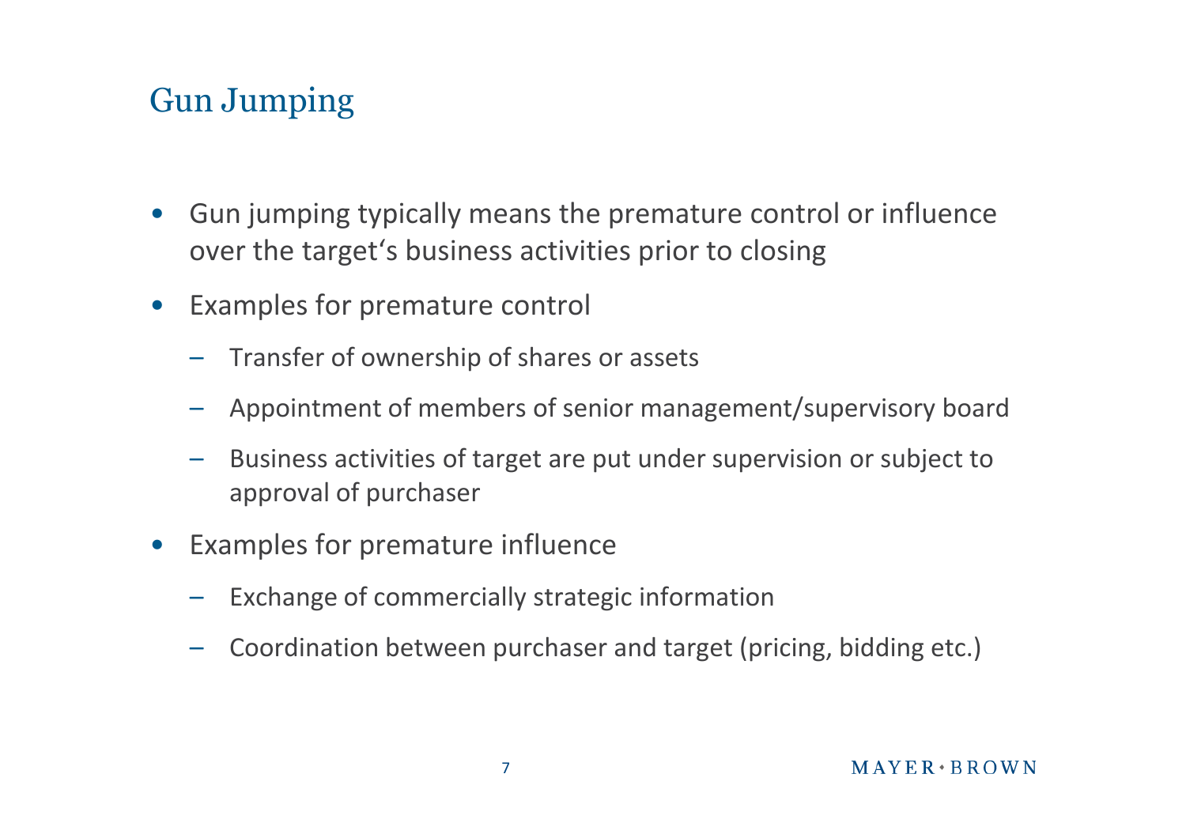# Gun Jumping

- Gun jumping typically means the premature control or influence over the target‘s business activities prior to closing
- Examples for premature control
  - Transfer of ownership of shares or assets
  - Appointment of members of senior management/supervisory board
  - Business activities of target are put under supervision or subject to approval of purchaser
- Examples for premature influence
  - Exchange of commercially strategic information
  - Coordination between purchaser and target (pricing, bidding etc.)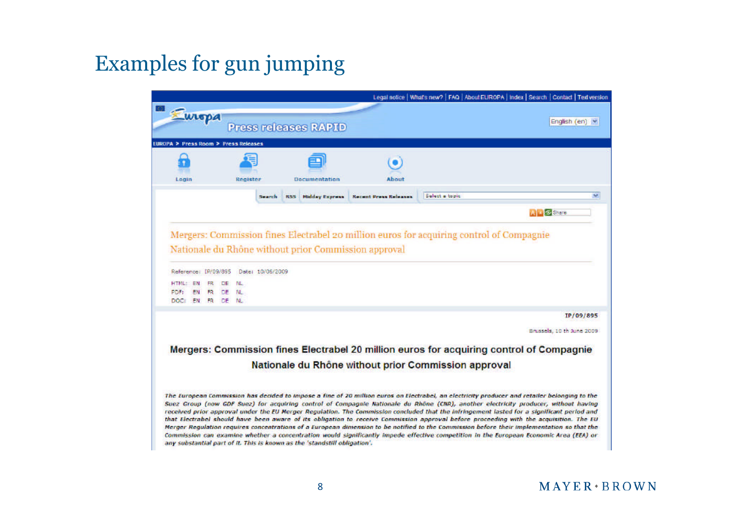# Examples for gun jumping

Legal notice | What's new? | FAQ | About EUROPA | Index | Search | Contact | Text version

Europa

Press releases RAPID

English (en)

EUROPA > Press Room > Press Releases

Login Register Documentation About

Search RSS Midday Express Recent Press Releases Select a topic

Share

Mergers: Commission fines Electrabel 20 million euros for acquiring control of Compagnie Nationale du Rhône without prior Commission approval

Reference: IP/09/895 Date: 10/06/2009

HTML: EN FR DE NL
PDF: EN FR DE NL
DOC: EN FR DE NL

IP/09/895

Brussels, 10 th June 2009

**Mergers: Commission fines Electrabel 20 million euros for acquiring control of Compagnie Nationale du Rhône without prior Commission approval**

*The European Commission has decided to impose a fine of 20 million euros on Electrabel, an electricity producer and retailer belonging to the Suez Group (now GDF Suez) for acquiring control of Compagnie Nationale du Rhône (CNR), another electricity producer, without having received prior approval under the EU Merger Regulation. The Commission concluded that the infringement lasted for a significant period and that Electrabel should have been aware of its obligation to receive Commission approval before proceeding with the acquisition. The EU Merger Regulation requires concentrations of a European dimension to be notified to the Commission before their implementation so that the Commission can examine whether a concentration would significantly impede effective competition in the European Economic Area (EEA) or any substantial part of it. This is known as the 'standstill obligation'.*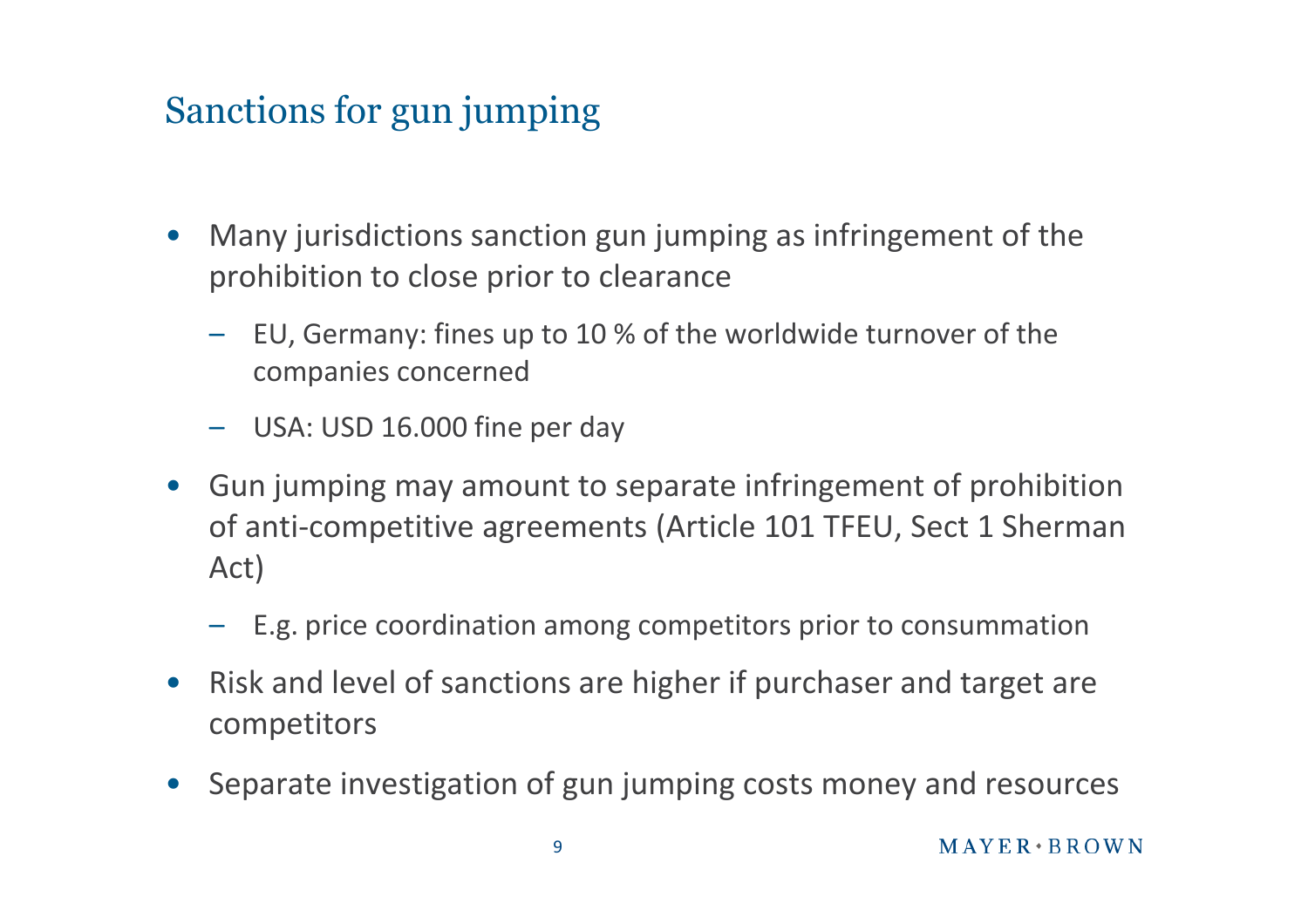# Sanctions for gun jumping

- Many jurisdictions sanction gun jumping as infringement of the prohibition to close prior to clearance
  - EU, Germany: fines up to 10 % of the worldwide turnover of the companies concerned
  - USA: USD 16.000 fine per day
- Gun jumping may amount to separate infringement of prohibition of anti-competitive agreements (Article 101 TFEU, Sect 1 Sherman Act)
  - E.g. price coordination among competitors prior to consummation
- Risk and level of sanctions are higher if purchaser and target are competitors
- Separate investigation of gun jumping costs money and resources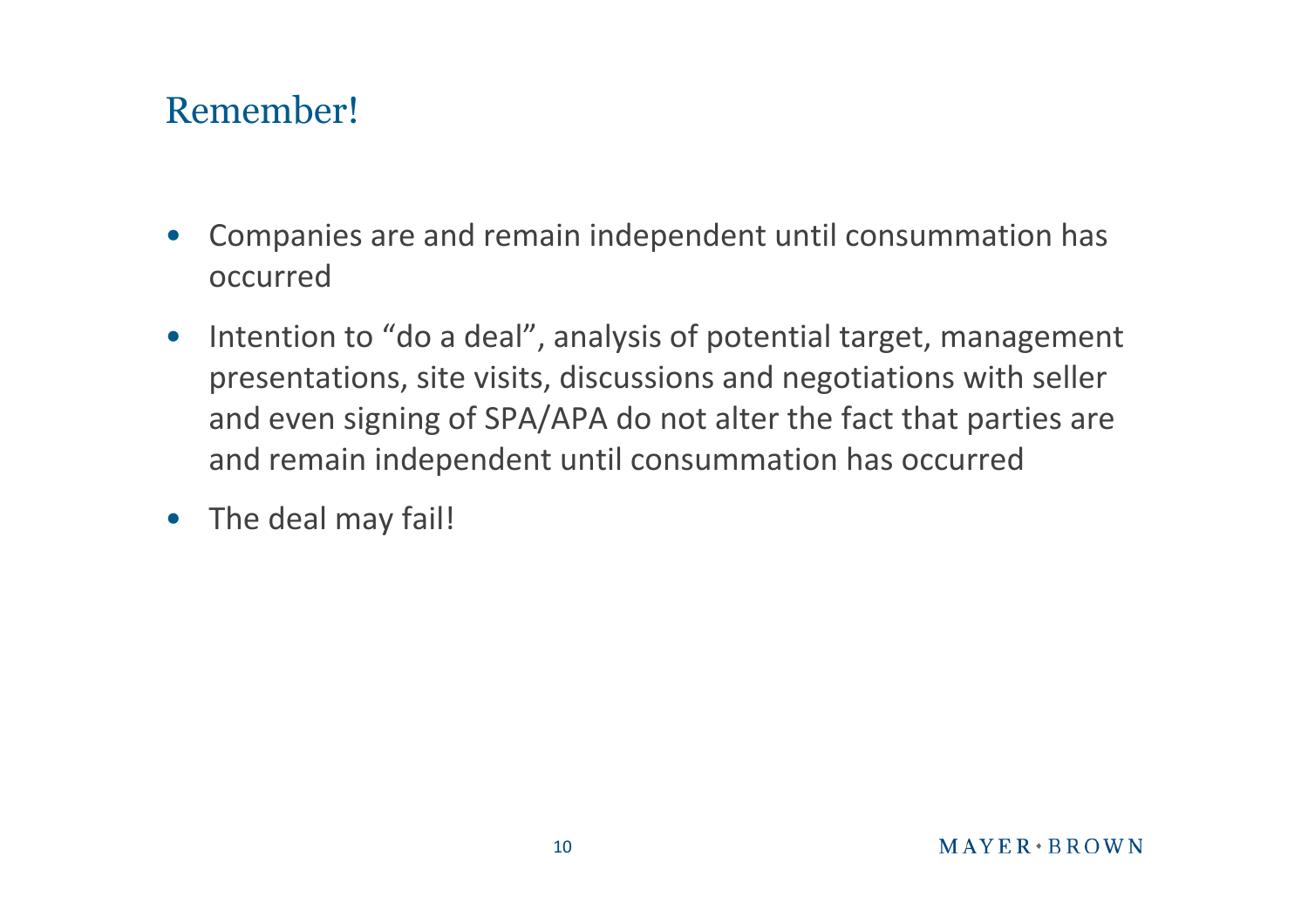## Remember!

- Companies are and remain independent until consummation has occurred
- Intention to "do a deal", analysis of potential target, management presentations, site visits, discussions and negotiations with seller and even signing of SPA/APA do not alter the fact that parties are and remain independent until consummation has occurred
- The deal may fail!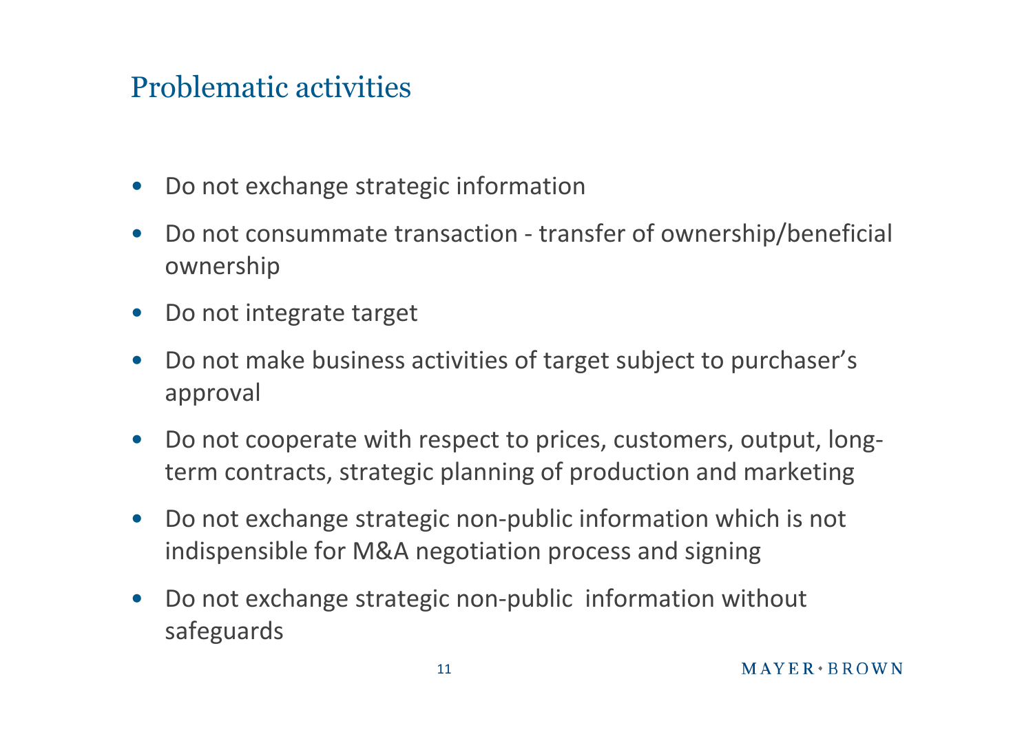# Problematic activities

- Do not exchange strategic information
- Do not consummate transaction - transfer of ownership/beneficial ownership
- Do not integrate target
- Do not make business activities of target subject to purchaser's approval
- Do not cooperate with respect to prices, customers, output, long-term contracts, strategic planning of production and marketing
- Do not exchange strategic non-public information which is not indispensible for M&A negotiation process and signing
- Do not exchange strategic non-public information without safeguards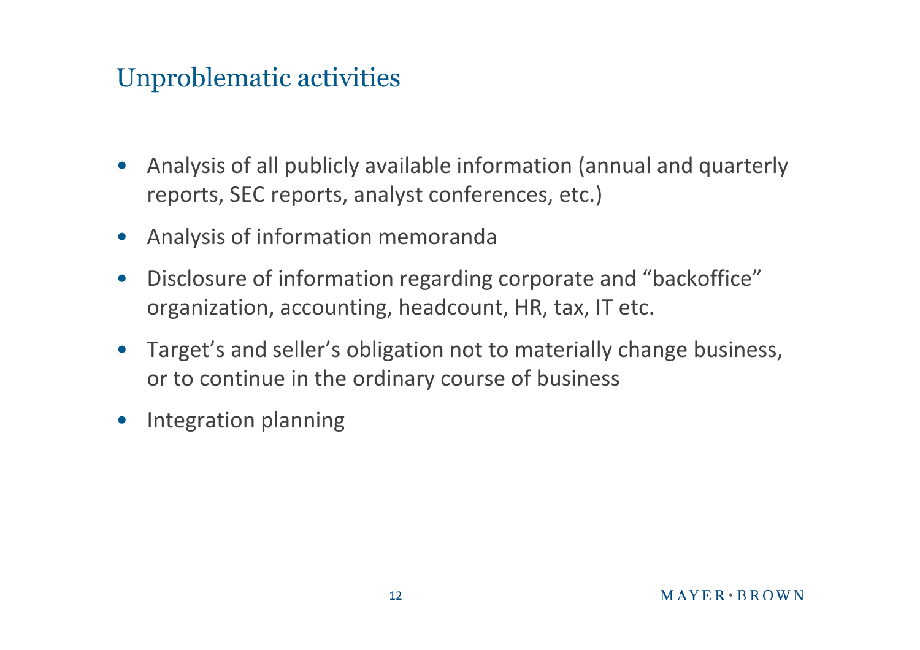## Unproblematic activities

- Analysis of all publicly available information (annual and quarterly reports, SEC reports, analyst conferences, etc.)
- Analysis of information memoranda
- Disclosure of information regarding corporate and "backoffice" organization, accounting, headcount, HR, tax, IT etc.
- Target's and seller's obligation not to materially change business, or to continue in the ordinary course of business
- Integration planning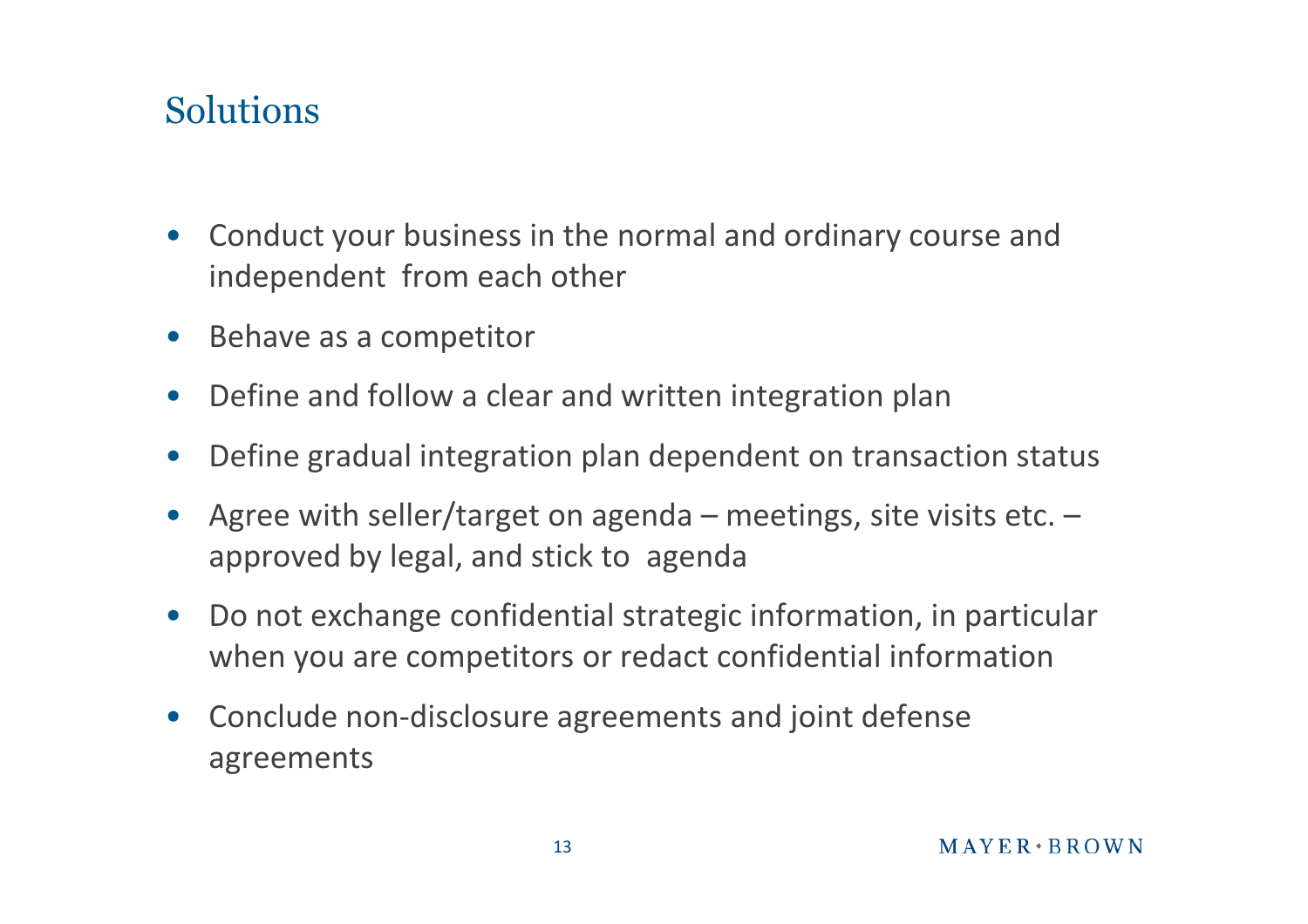# Solutions

- Conduct your business in the normal and ordinary course and independent from each other
- Behave as a competitor
- Define and follow a clear and written integration plan
- Define gradual integration plan dependent on transaction status
- Agree with seller/target on agenda – meetings, site visits etc. – approved by legal, and stick to agenda
- Do not exchange confidential strategic information, in particular when you are competitors or redact confidential information
- Conclude non-disclosure agreements and joint defense agreements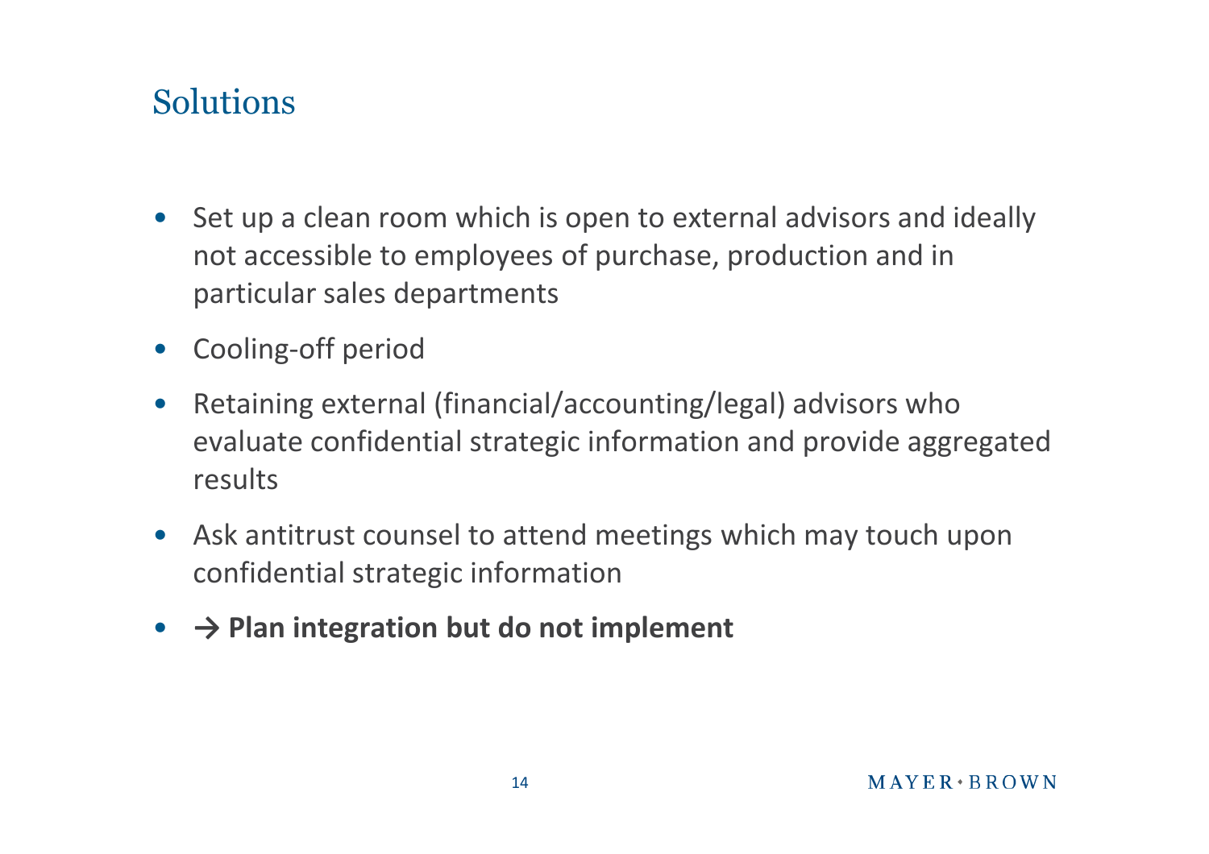# Solutions

- Set up a clean room which is open to external advisors and ideally not accessible to employees of purchase, production and in particular sales departments
- Cooling-off period
- Retaining external (financial/accounting/legal) advisors who evaluate confidential strategic information and provide aggregated results
- Ask antitrust counsel to attend meetings which may touch upon confidential strategic information
- **→ Plan integration but do not implement**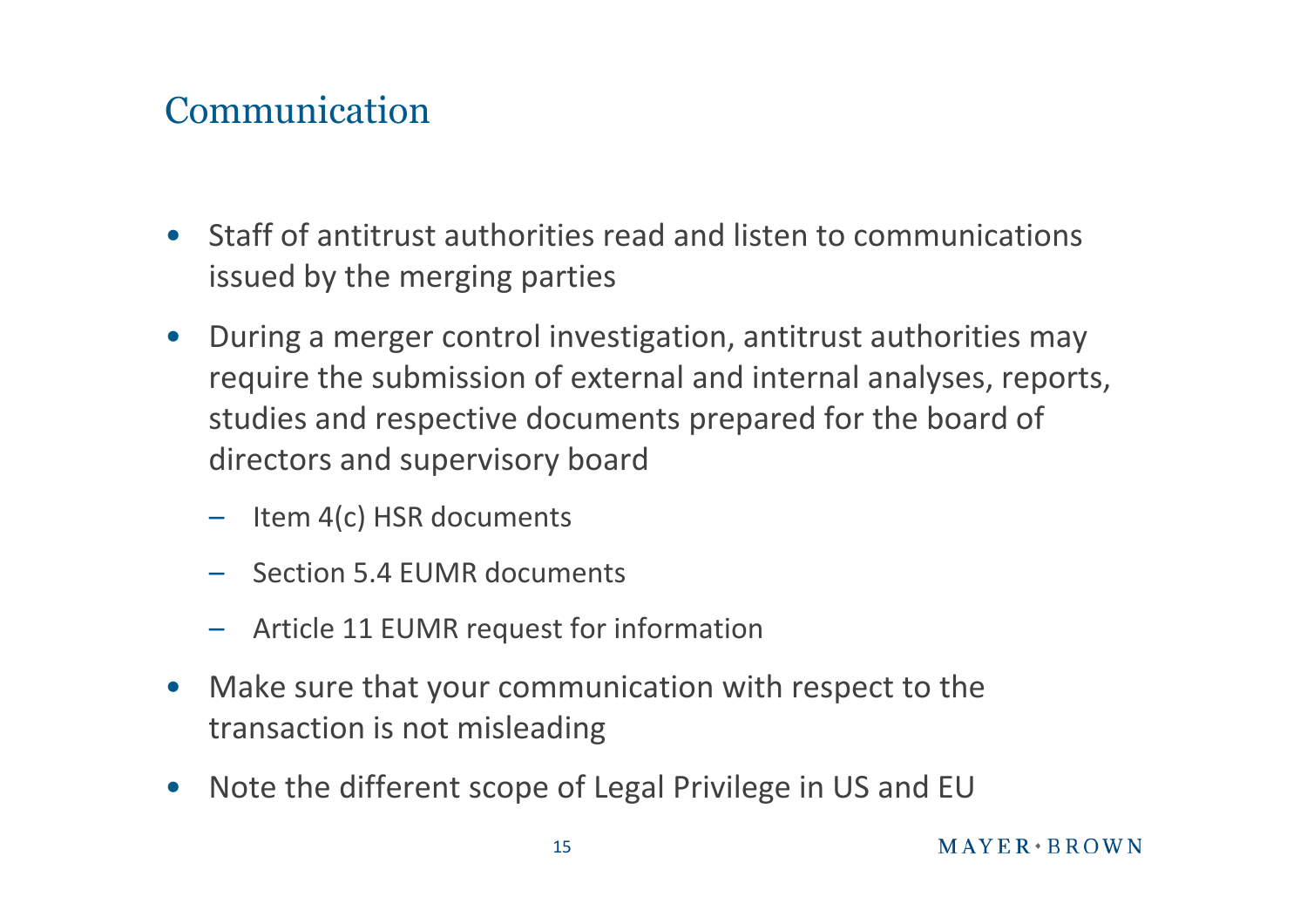# Communication

- Staff of antitrust authorities read and listen to communications issued by the merging parties
- During a merger control investigation, antitrust authorities may require the submission of external and internal analyses, reports, studies and respective documents prepared for the board of directors and supervisory board
  - Item 4(c) HSR documents
  - Section 5.4 EUMR documents
  - Article 11 EUMR request for information
- Make sure that your communication with respect to the transaction is not misleading
- Note the different scope of Legal Privilege in US and EU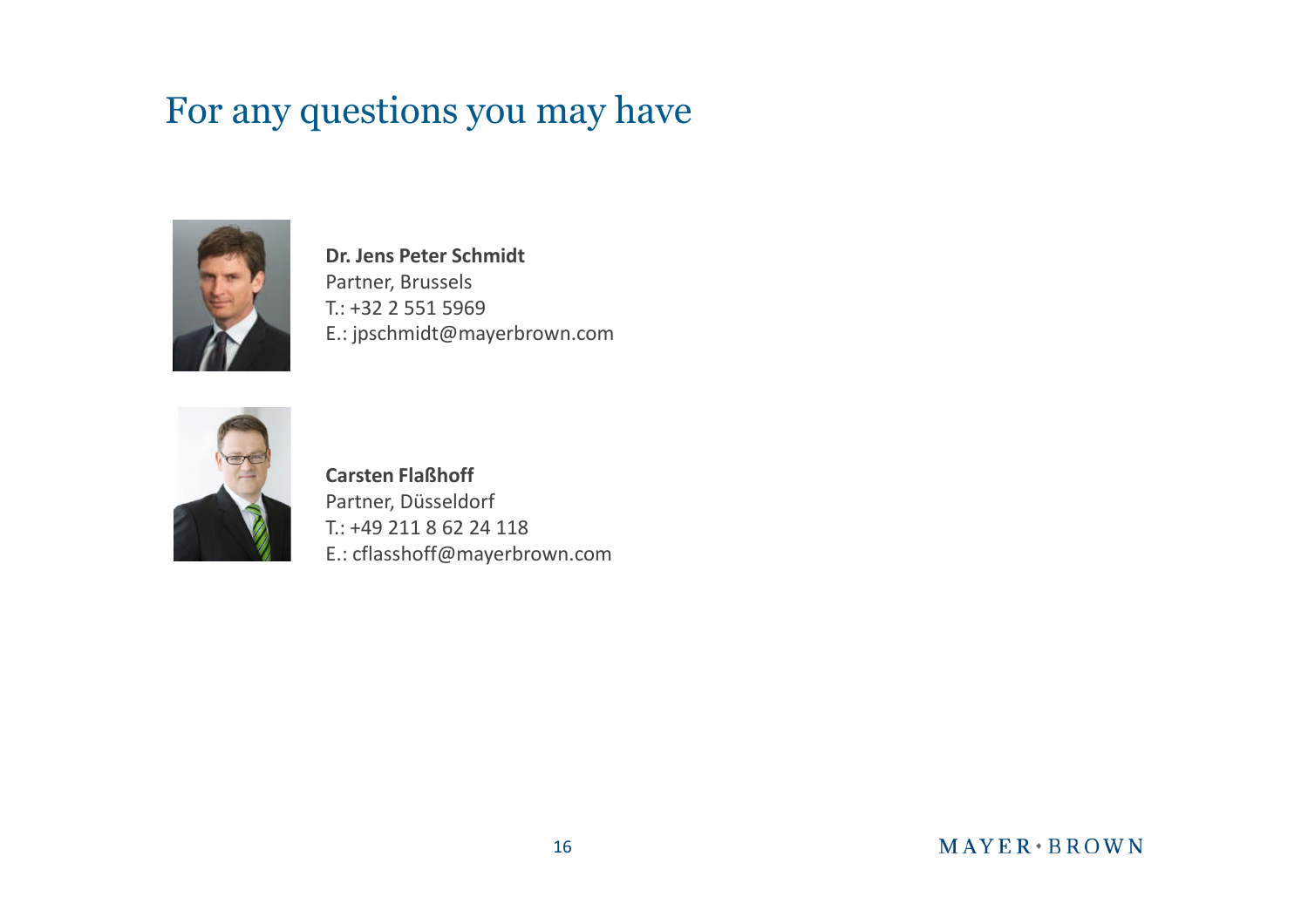# For any questions you may have

**Dr. Jens Peter Schmidt**
Partner, Brussels
T.: +32 2 551 5969
E.: jpschmidt@mayerbrown.com

**Carsten Flaßhoff**
Partner, Düsseldorf
T.: +49 211 8 62 24 118
E.: cflasshoff@mayerbrown.com